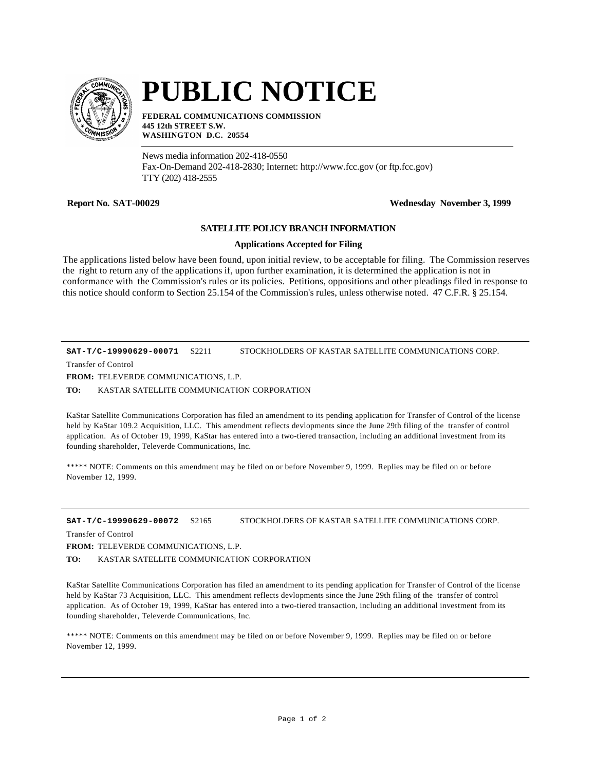# PUBLIC NOTICE

**FEDERAL COMMUNICATIONS COMMISSION**
**445 12th STREET S.W.**
**WASHINGTON D.C. 20554**

News media information 202-418-0550
Fax-On-Demand 202-418-2830; Internet: http://www.fcc.gov (or ftp.fcc.gov)
TTY (202) 418-2555

**Report No. SAT-00029** **Wednesday November 3, 1999**

### SATELLITE POLICY BRANCH INFORMATION

#### Applications Accepted for Filing

The applications listed below have been found, upon initial review, to be acceptable for filing. The Commission reserves the right to return any of the applications if, upon further examination, it is determined the application is not in conformance with the Commission's rules or its policies. Petitions, oppositions and other pleadings filed in response to this notice should conform to Section 25.154 of the Commission's rules, unless otherwise noted. 47 C.F.R. § 25.154.

---

**SAT-T/C-19990629-00071** S2211 STOCKHOLDERS OF KASTAR SATELLITE COMMUNICATIONS CORP.

Transfer of Control

**FROM:** TELEVERDE COMMUNICATIONS, L.P.

**TO:** KASTAR SATELLITE COMMUNICATION CORPORATION

KaStar Satellite Communications Corporation has filed an amendment to its pending application for Transfer of Control of the license held by KaStar 109.2 Acquisition, LLC. This amendment reflects devlopments since the June 29th filing of the transfer of control application. As of October 19, 1999, KaStar has entered into a two-tiered transaction, including an additional investment from its founding shareholder, Televerde Communications, Inc.

***** NOTE: Comments on this amendment may be filed on or before November 9, 1999. Replies may be filed on or before November 12, 1999.

---

**SAT-T/C-19990629-00072** S2165 STOCKHOLDERS OF KASTAR SATELLITE COMMUNICATIONS CORP.

Transfer of Control

**FROM:** TELEVERDE COMMUNICATIONS, L.P.

**TO:** KASTAR SATELLITE COMMUNICATION CORPORATION

KaStar Satellite Communications Corporation has filed an amendment to its pending application for Transfer of Control of the license held by KaStar 73 Acquisition, LLC. This amendment reflects devlopments since the June 29th filing of the transfer of control application. As of October 19, 1999, KaStar has entered into a two-tiered transaction, including an additional investment from its founding shareholder, Televerde Communications, Inc.

***** NOTE: Comments on this amendment may be filed on or before November 9, 1999. Replies may be filed on or before November 12, 1999.

---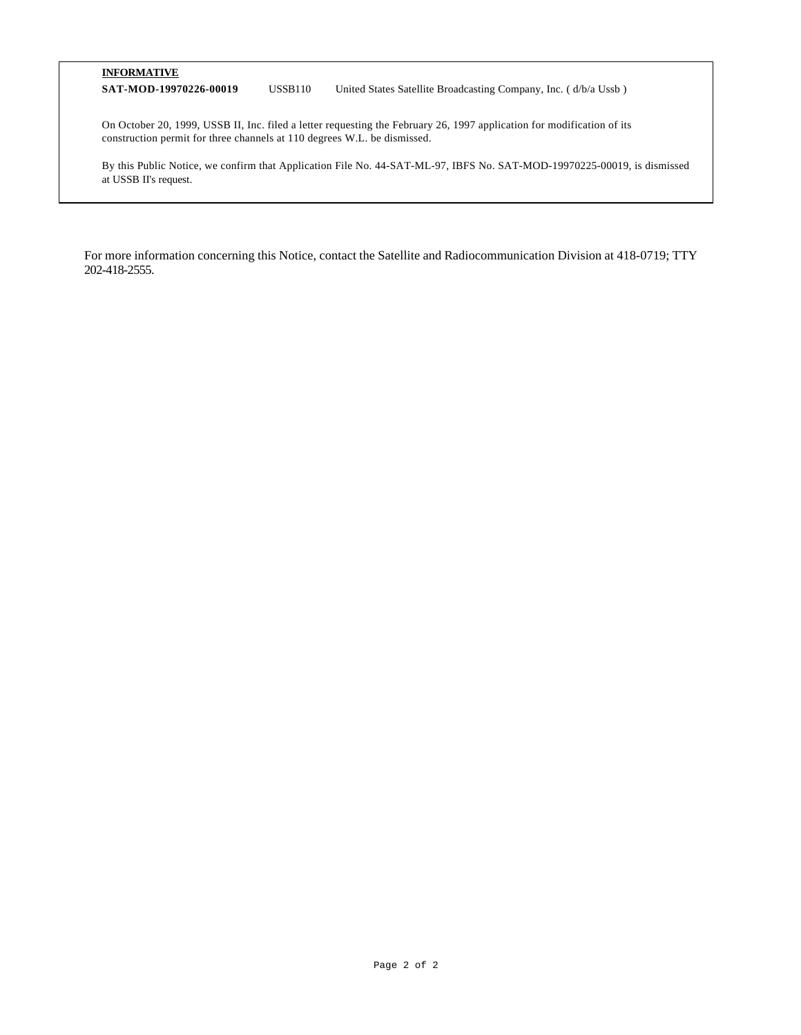**INFORMATIVE**

**SAT-MOD-19970226-00019** USSB110 United States Satellite Broadcasting Company, Inc. ( d/b/a Ussb )

On October 20, 1999, USSB II, Inc. filed a letter requesting the February 26, 1997 application for modification of its construction permit for three channels at 110 degrees W.L. be dismissed.

By this Public Notice, we confirm that Application File No. 44-SAT-ML-97, IBFS No. SAT-MOD-19970225-00019, is dismissed at USSB II's request.

For more information concerning this Notice, contact the Satellite and Radiocommunication Division at 418-0719; TTY 202-418-2555.